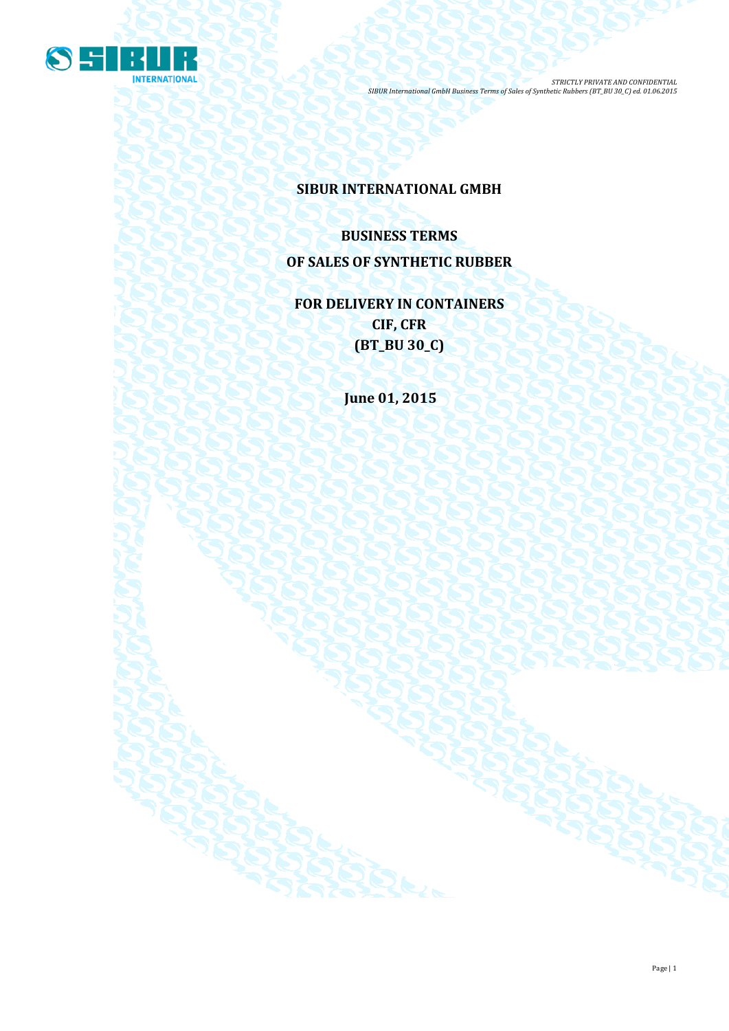# SIBUR INTERNATIONAL GMBH

## BUSINESS TERMS

## OF SALES OF SYNTHETIC RUBBER

## FOR DELIVERY IN CONTAINERS
## CIF, CFR
## (BT_BU 30_C)

**June 01, 2015**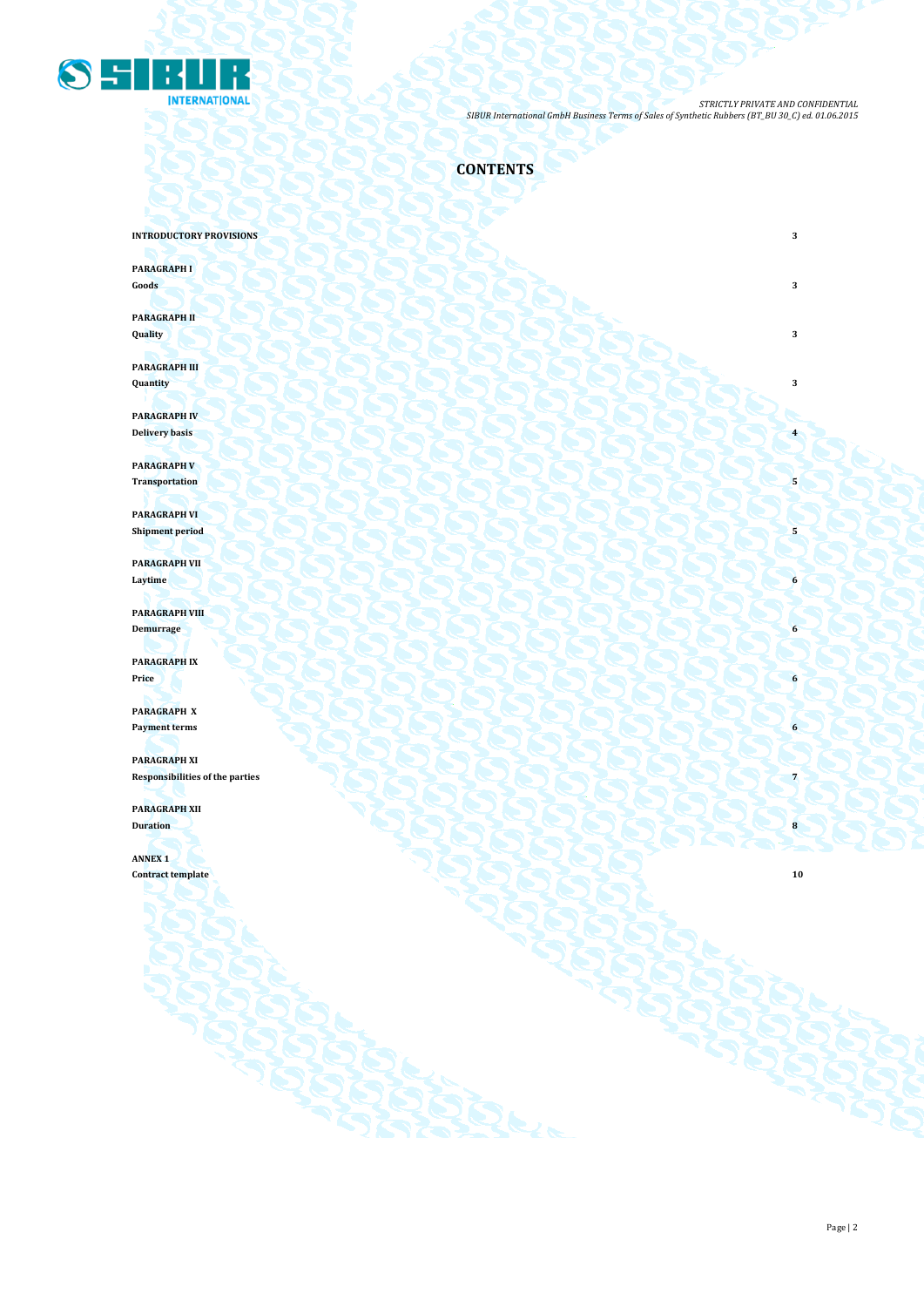# CONTENTS

| | |
|---|---|
| **INTRODUCTORY PROVISIONS** | **3** |
| **PARAGRAPH I**<br>**Goods** | **3** |
| **PARAGRAPH II**<br>**Quality** | **3** |
| **PARAGRAPH III**<br>**Quantity** | **3** |
| **PARAGRAPH IV**<br>**Delivery basis** | **4** |
| **PARAGRAPH V**<br>**Transportation** | **5** |
| **PARAGRAPH VI**<br>**Shipment period** | **5** |
| **PARAGRAPH VII**<br>**Laytime** | **6** |
| **PARAGRAPH VIII**<br>**Demurrage** | **6** |
| **PARAGRAPH IX**<br>**Price** | **6** |
| **PARAGRAPH X**<br>**Payment terms** | **6** |
| **PARAGRAPH XI**<br>**Responsibilities of the parties** | **7** |
| **PARAGRAPH XII**<br>**Duration** | **8** |
| **ANNEX 1**<br>**Contract template** | **10** |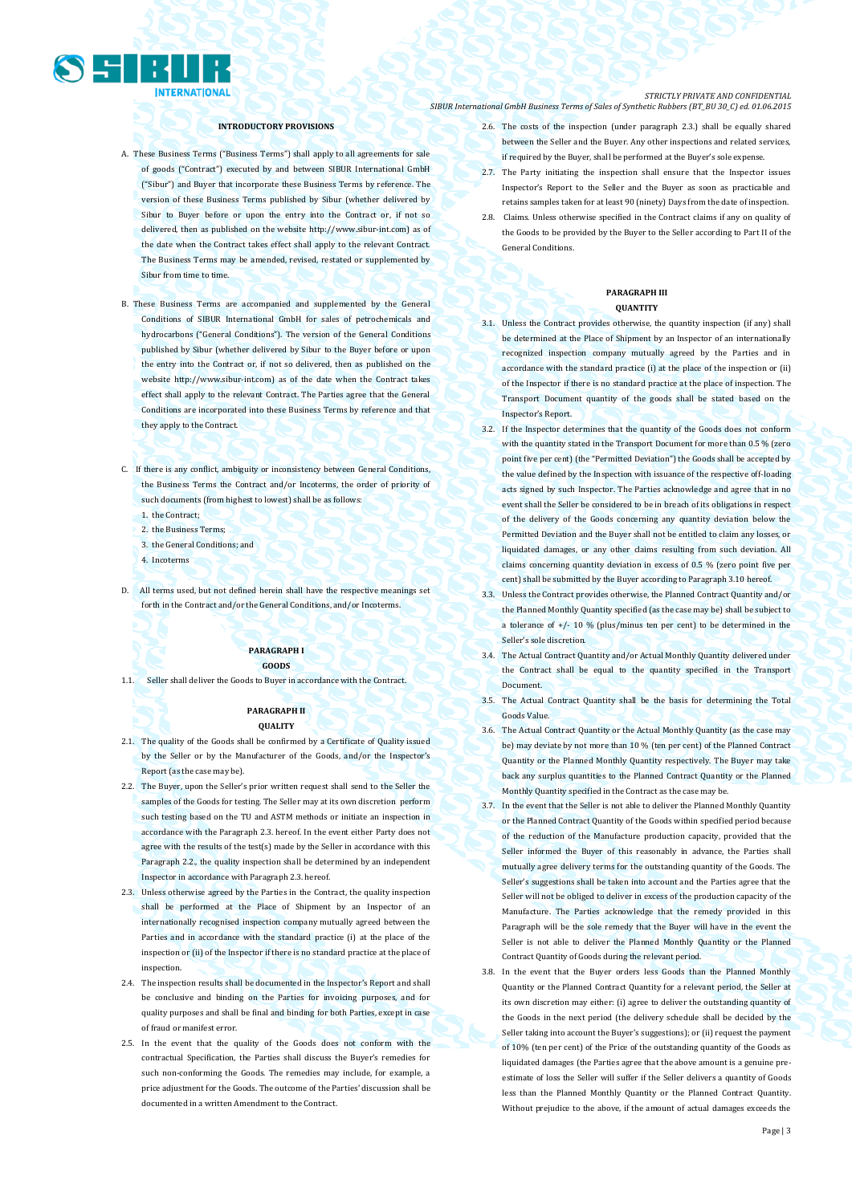### INTRODUCTORY PROVISIONS

A. These Business Terms ("Business Terms") shall apply to all agreements for sale of goods ("Contract") executed by and between SIBUR International GmbH ("Sibur") and Buyer that incorporate these Business Terms by reference. The version of these Business Terms published by Sibur (whether delivered by Sibur to Buyer before or upon the entry into the Contract or, if not so delivered, then as published on the website http://www.sibur-int.com) as of the date when the Contract takes effect shall apply to the relevant Contract. The Business Terms may be amended, revised, restated or supplemented by Sibur from time to time.

B. These Business Terms are accompanied and supplemented by the General Conditions of SIBUR International GmbH for sales of petrochemicals and hydrocarbons ("General Conditions"). The version of the General Conditions published by Sibur (whether delivered by Sibur to the Buyer before or upon the entry into the Contract or, if not so delivered, then as published on the website http://www.sibur-int.com) as of the date when the Contract takes effect shall apply to the relevant Contract. The Parties agree that the General Conditions are incorporated into these Business Terms by reference and that they apply to the Contract.

C. If there is any conflict, ambiguity or inconsistency between General Conditions, the Business Terms the Contract and/or Incoterms, the order of priority of such documents (from highest to lowest) shall be as follows:

1. the Contract;
2. the Business Terms;
3. the General Conditions; and
4. Incoterms

D. All terms used, but not defined herein shall have the respective meanings set forth in the Contract and/or the General Conditions, and/or Incoterms.

### PARAGRAPH I
### GOODS

1.1. Seller shall deliver the Goods to Buyer in accordance with the Contract.

### PARAGRAPH II
### QUALITY

2.1. The quality of the Goods shall be confirmed by a Certificate of Quality issued by the Seller or by the Manufacturer of the Goods, and/or the Inspector's Report (as the case may be).

2.2. The Buyer, upon the Seller's prior written request shall send to the Seller the samples of the Goods for testing. The Seller may at its own discretion perform such testing based on the TU and ASTM methods or initiate an inspection in accordance with the Paragraph 2.3. hereof. In the event either Party does not agree with the results of the test(s) made by the Seller in accordance with this Paragraph 2.2., the quality inspection shall be determined by an independent Inspector in accordance with Paragraph 2.3. hereof.

2.3. Unless otherwise agreed by the Parties in the Contract, the quality inspection shall be performed at the Place of Shipment by an Inspector of an internationally recognised inspection company mutually agreed between the Parties and in accordance with the standard practice (i) at the place of the inspection or (ii) of the Inspector if there is no standard practice at the place of inspection.

2.4. The inspection results shall be documented in the Inspector's Report and shall be conclusive and binding on the Parties for invoicing purposes, and for quality purposes and shall be final and binding for both Parties, except in case of fraud or manifest error.

2.5. In the event that the quality of the Goods does not conform with the contractual Specification, the Parties shall discuss the Buyer's remedies for such non-conforming the Goods. The remedies may include, for example, a price adjustment for the Goods. The outcome of the Parties' discussion shall be documented in a written Amendment to the Contract.

2.6. The costs of the inspection (under paragraph 2.3.) shall be equally shared between the Seller and the Buyer. Any other inspections and related services, if required by the Buyer, shall be performed at the Buyer's sole expense.

2.7. The Party initiating the inspection shall ensure that the Inspector issues Inspector's Report to the Seller and the Buyer as soon as practicable and retains samples taken for at least 90 (ninety) Days from the date of inspection.

2.8. Claims. Unless otherwise specified in the Contract claims if any on quality of the Goods to be provided by the Buyer to the Seller according to Part II of the General Conditions.

### PARAGRAPH III
### QUANTITY

3.1. Unless the Contract provides otherwise, the quantity inspection (if any) shall be determined at the Place of Shipment by an Inspector of an internationally recognized inspection company mutually agreed by the Parties and in accordance with the standard practice (i) at the place of the inspection or (ii) of the Inspector if there is no standard practice at the place of inspection. The Transport Document quantity of the goods shall be stated based on the Inspector's Report.

3.2. If the Inspector determines that the quantity of the Goods does not conform with the quantity stated in the Transport Document for more than 0.5 % (zero point five per cent) (the "Permitted Deviation") the Goods shall be accepted by the value defined by the Inspection with issuance of the respective off-loading acts signed by such Inspector. The Parties acknowledge and agree that in no event shall the Seller be considered to be in breach of its obligations in respect of the delivery of the Goods concerning any quantity deviation below the Permitted Deviation and the Buyer shall not be entitled to claim any losses, or liquidated damages, or any other claims resulting from such deviation. All claims concerning quantity deviation in excess of 0.5 % (zero point five per cent) shall be submitted by the Buyer according to Paragraph 3.10 hereof.

3.3. Unless the Contract provides otherwise, the Planned Contract Quantity and/or the Planned Monthly Quantity specified (as the case may be) shall be subject to a tolerance of +/- 10 % (plus/minus ten per cent) to be determined in the Seller's sole discretion.

3.4. The Actual Contract Quantity and/or Actual Monthly Quantity delivered under the Contract shall be equal to the quantity specified in the Transport Document.

3.5. The Actual Contract Quantity shall be the basis for determining the Total Goods Value.

3.6. The Actual Contract Quantity or the Actual Monthly Quantity (as the case may be) may deviate by not more than 10 % (ten per cent) of the Planned Contract Quantity or the Planned Monthly Quantity respectively. The Buyer may take back any surplus quantities to the Planned Contract Quantity or the Planned Monthly Quantity specified in the Contract as the case may be.

3.7. In the event that the Seller is not able to deliver the Planned Monthly Quantity or the Planned Contract Quantity of the Goods within specified period because of the reduction of the Manufacture production capacity, provided that the Seller informed the Buyer of this reasonably in advance, the Parties shall mutually agree delivery terms for the outstanding quantity of the Goods. The Seller's suggestions shall be taken into account and the Parties agree that the Seller will not be obliged to deliver in excess of the production capacity of the Manufacture. The Parties acknowledge that the remedy provided in this Paragraph will be the sole remedy that the Buyer will have in the event the Seller is not able to deliver the Planned Monthly Quantity or the Planned Contract Quantity of Goods during the relevant period.

3.8. In the event that the Buyer orders less Goods than the Planned Monthly Quantity or the Planned Contract Quantity for a relevant period, the Seller at its own discretion may either: (i) agree to deliver the outstanding quantity of the Goods in the next period (the delivery schedule shall be decided by the Seller taking into account the Buyer's suggestions); or (ii) request the payment of 10% (ten per cent) of the Price of the outstanding quantity of the Goods as liquidated damages (the Parties agree that the above amount is a genuine pre-estimate of loss the Seller will suffer if the Seller delivers a quantity of Goods less than the Planned Monthly Quantity or the Planned Contract Quantity. Without prejudice to the above, if the amount of actual damages exceeds the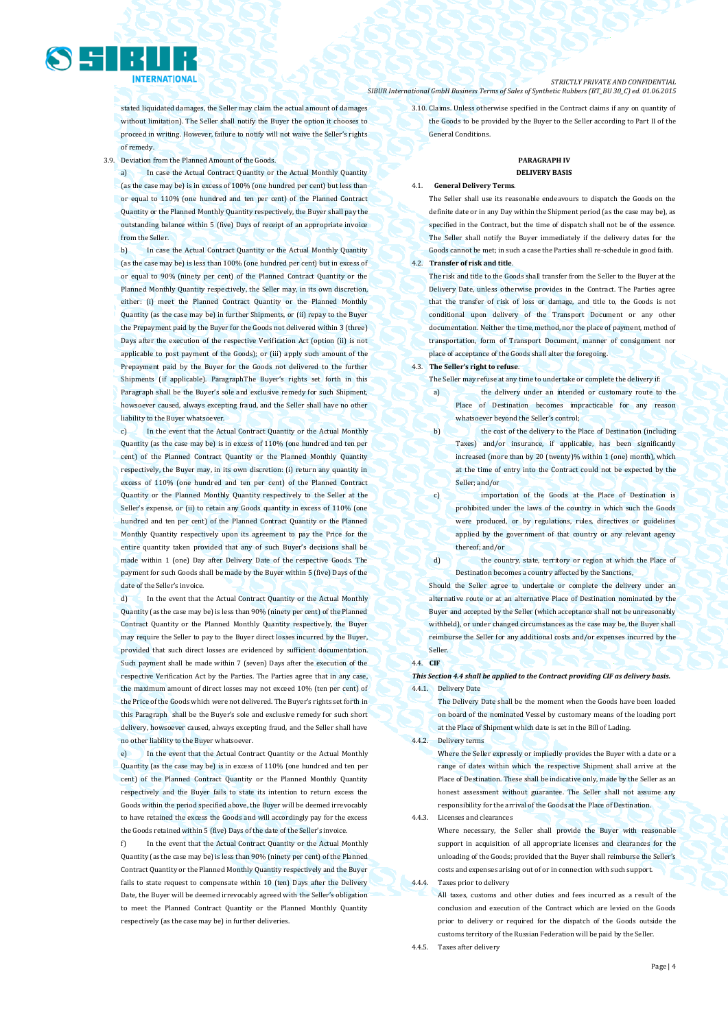stated liquidated damages, the Seller may claim the actual amount of damages without limitation). The Seller shall notify the Buyer the option it chooses to proceed in writing. However, failure to notify will not waive the Seller's rights of remedy.

3.9. Deviation from the Planned Amount of the Goods.

a) In case the Actual Contract Quantity or the Actual Monthly Quantity (as the case may be) is in excess of 100% (one hundred per cent) but less than or equal to 110% (one hundred and ten per cent) of the Planned Contract Quantity or the Planned Monthly Quantity respectively, the Buyer shall pay the outstanding balance within 5 (five) Days of receipt of an appropriate invoice from the Seller.

b) In case the Actual Contract Quantity or the Actual Monthly Quantity (as the case may be) is less than 100% (one hundred per cent) but in excess of or equal to 90% (ninety per cent) of the Planned Contract Quantity or the Planned Monthly Quantity respectively, the Seller may, in its own discretion, either: (i) meet the Planned Contract Quantity or the Planned Monthly Quantity (as the case may be) in further Shipments, or (ii) repay to the Buyer the Prepayment paid by the Buyer for the Goods not delivered within 3 (three) Days after the execution of the respective Verification Act (option (ii) is not applicable to post payment of the Goods); or (iii) apply such amount of the Prepayment paid by the Buyer for the Goods not delivered to the further Shipments (if applicable). ParagraphThe Buyer's rights set forth in this Paragraph shall be the Buyer's sole and exclusive remedy for such Shipment, howsoever caused, always excepting fraud, and the Seller shall have no other liability to the Buyer whatsoever.

c) In the event that the Actual Contract Quantity or the Actual Monthly Quantity (as the case may be) is in excess of 110% (one hundred and ten per cent) of the Planned Contract Quantity or the Planned Monthly Quantity respectively, the Buyer may, in its own discretion: (i) return any quantity in excess of 110% (one hundred and ten per cent) of the Planned Contract Quantity or the Planned Monthly Quantity respectively to the Seller at the Seller's expense, or (ii) to retain any Goods quantity in excess of 110% (one hundred and ten per cent) of the Planned Contract Quantity or the Planned Monthly Quantity respectively upon its agreement to pay the Price for the entire quantity taken provided that any of such Buyer's decisions shall be made within 1 (one) Day after Delivery Date of the respective Goods. The payment for such Goods shall be made by the Buyer within 5 (five) Days of the date of the Seller's invoice.

d) In the event that the Actual Contract Quantity or the Actual Monthly Quantity (as the case may be) is less than 90% (ninety per cent) of the Planned Contract Quantity or the Planned Monthly Quantity respectively, the Buyer may require the Seller to pay to the Buyer direct losses incurred by the Buyer, provided that such direct losses are evidenced by sufficient documentation. Such payment shall be made within 7 (seven) Days after the execution of the respective Verification Act by the Parties. The Parties agree that in any case, the maximum amount of direct losses may not exceed 10% (ten per cent) of the Price of the Goods which were not delivered. The Buyer's rights set forth in this Paragraph shall be the Buyer's sole and exclusive remedy for such short delivery, howsoever caused, always excepting fraud, and the Seller shall have no other liability to the Buyer whatsoever.

e) In the event that the Actual Contract Quantity or the Actual Monthly Quantity (as the case may be) is in excess of 110% (one hundred and ten per cent) of the Planned Contract Quantity or the Planned Monthly Quantity respectively and the Buyer fails to state its intention to return excess the Goods within the period specified above, the Buyer will be deemed irrevocably to have retained the excess the Goods and will accordingly pay for the excess the Goods retained within 5 (five) Days of the date of the Seller's invoice.

f) In the event that the Actual Contract Quantity or the Actual Monthly Quantity (as the case may be) is less than 90% (ninety per cent) of the Planned Contract Quantity or the Planned Monthly Quantity respectively and the Buyer fails to state request to compensate within 10 (ten) Days after the Delivery Date, the Buyer will be deemed irrevocably agreed with the Seller's obligation to meet the Planned Contract Quantity or the Planned Monthly Quantity respectively (as the case may be) in further deliveries.

3.10. Claims. Unless otherwise specified in the Contract claims if any on quantity of the Goods to be provided by the Buyer to the Seller according to Part II of the General Conditions.

## PARAGRAPH IV
## DELIVERY BASIS

4.1. **General Delivery Terms**.

The Seller shall use its reasonable endeavours to dispatch the Goods on the definite date or in any Day within the Shipment period (as the case may be), as specified in the Contract, but the time of dispatch shall not be of the essence. The Seller shall notify the Buyer immediately if the delivery dates for the Goods cannot be met; in such a case the Parties shall re-schedule in good faith.

4.2. **Transfer of risk and title**.

The risk and title to the Goods shall transfer from the Seller to the Buyer at the Delivery Date, unless otherwise provides in the Contract. The Parties agree that the transfer of risk of loss or damage, and title to, the Goods is not conditional upon delivery of the Transport Document or any other documentation. Neither the time, method, nor the place of payment, method of transportation, form of Transport Document, manner of consignment nor place of acceptance of the Goods shall alter the foregoing.

4.3. **The Seller's right to refuse**.

The Seller may refuse at any time to undertake or complete the delivery if:

a) the delivery under an intended or customary route to the Place of Destination becomes impracticable for any reason whatsoever beyond the Seller's control;

b) the cost of the delivery to the Place of Destination (including Taxes) and/or insurance, if applicable, has been significantly increased (more than by 20 (twenty)% within 1 (one) month), which at the time of entry into the Contract could not be expected by the Seller; and/or

c) importation of the Goods at the Place of Destination is prohibited under the laws of the country in which such the Goods were produced, or by regulations, rules, directives or guidelines applied by the government of that country or any relevant agency thereof; and/or

d) the country, state, territory or region at which the Place of Destination becomes a country affected by the Sanctions,

Should the Seller agree to undertake or complete the delivery under an alternative route or at an alternative Place of Destination nominated by the Buyer and accepted by the Seller (which acceptance shall not be unreasonably withheld), or under changed circumstances as the case may be, the Buyer shall reimburse the Seller for any additional costs and/or expenses incurred by the Seller.

4.4. **CIF**

***This Section 4.4 shall be applied to the Contract providing CIF as delivery basis.***

4.4.1. Delivery Date

The Delivery Date shall be the moment when the Goods have been loaded on board of the nominated Vessel by customary means of the loading port at the Place of Shipment which date is set in the Bill of Lading.

4.4.2. Delivery terms

Where the Seller expressly or impliedly provides the Buyer with a date or a range of dates within which the respective Shipment shall arrive at the Place of Destination. These shall be indicative only, made by the Seller as an honest assessment without guarantee. The Seller shall not assume any responsibility for the arrival of the Goods at the Place of Destination.

4.4.3. Licenses and clearances

Where necessary, the Seller shall provide the Buyer with reasonable support in acquisition of all appropriate licenses and clearances for the unloading of the Goods; provided that the Buyer shall reimburse the Seller's costs and expenses arising out of or in connection with such support.

4.4.4. Taxes prior to delivery

All taxes, customs and other duties and fees incurred as a result of the conclusion and execution of the Contract which are levied on the Goods prior to delivery or required for the dispatch of the Goods outside the customs territory of the Russian Federation will be paid by the Seller.

4.4.5. Taxes after delivery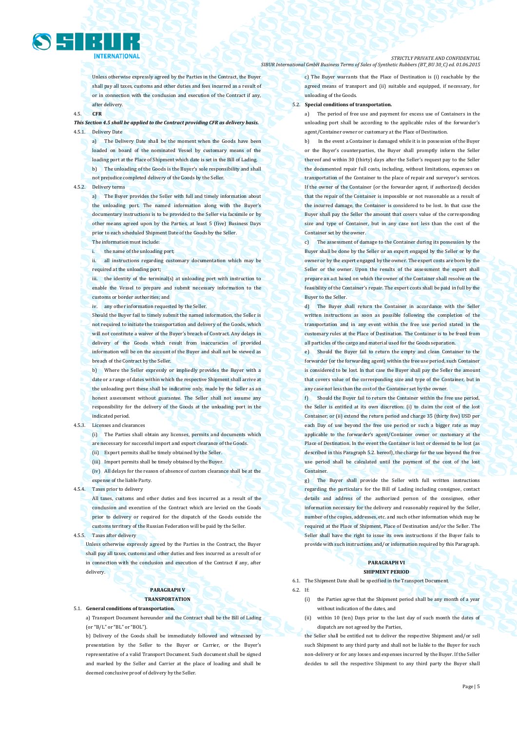Unless otherwise expressly agreed by the Parties in the Contract, the Buyer shall pay all taxes, customs and other duties and fees incurred as a result of or in connection with the conclusion and execution of the Contract if any, after delivery.

4.5. **CFR**

***This Section 4.5 shall be applied to the Contract providing CFR as delivery basis.***

4.5.1. Delivery Date

a) The Delivery Date shall be the moment when the Goods have been loaded on board of the nominated Vessel by customary means of the loading port at the Place of Shipment which date is set in the Bill of Lading.

b) The unloading of the Goods is the Buyer's sole responsibility and shall not prejudice completed delivery of the Goods by the Seller.

4.5.2. Delivery terms

a) The Buyer provides the Seller with full and timely information about the unloading port. The named information along with the Buyer's documentary instructions is to be provided to the Seller via facsimile or by other means agreed upon by the Parties, at least 5 (five) Business Days prior to each scheduled Shipment Date of the Goods by the Seller.

The information must include:

i. the name of the unloading port;

ii. all instructions regarding customary documentation which may be required at the unloading port;

iii. the identity of the terminal(s) at unloading port with instruction to enable the Vessel to prepare and submit necessary information to the customs or border authorities; and

iv. any other information requested by the Seller.

Should the Buyer fail to timely submit the named information, the Seller is not required to initiate the transportation and delivery of the Goods, which will not constitute a waiver of the Buyer's breach of Contract. Any delays in delivery of the Goods which result from inaccuracies of provided information will be on the account of the Buyer and shall not be viewed as breach of the Contract by the Seller.

b) Where the Seller expressly or impliedly provides the Buyer with a date or a range of dates within which the respective Shipment shall arrive at the unloading port these shall be indicative only, made by the Seller as an honest assessment without guarantee. The Seller shall not assume any responsibility for the delivery of the Goods at the unloading port in the indicated period.

4.5.3. Licenses and clearances

(i) The Parties shall obtain any licenses, permits and documents which are necessary for successful import and export clearance of the Goods.

(ii) Export permits shall be timely obtained by the Seller.

(iii) Import permits shall be timely obtained by the Buyer.

(iv) All delays for the reason of absence of custom clearance shall be at the expense of the liable Party.

4.5.4. Taxes prior to delivery

All taxes, customs and other duties and fees incurred as a result of the conclusion and execution of the Contract which are levied on the Goods prior to delivery or required for the dispatch of the Goods outside the customs territory of the Russian Federation will be paid by the Seller.

4.5.5. Taxes after delivery

Unless otherwise expressly agreed by the Parties in the Contract, the Buyer shall pay all taxes, customs and other duties and fees incurred as a result of or in connection with the conclusion and execution of the Contract if any, after delivery.

## PARAGRAPH V
## TRANSPORTATION

5.1. **General conditions of transportation.**

a) Transport Document hereunder and the Contract shall be the Bill of Lading (or "B/L" or "BL" or "BOL").

b) Delivery of the Goods shall be immediately followed and witnessed by presentation by the Seller to the Buyer or Carrier, or the Buyer's representative of a valid Transport Document. Such document shall be signed and marked by the Seller and Carrier at the place of loading and shall be deemed conclusive proof of delivery by the Seller.

c) The Buyer warrants that the Place of Destination is (i) reachable by the agreed means of transport and (ii) suitable and equipped, if necessary, for unloading of the Goods.

5.2. **Special conditions of transportation.**

a) The period of free use and payment for excess use of Containers in the unloading port shall be according to the applicable rules of the forwarder's agent/Container owner or customary at the Place of Destination.

b) In the event a Container is damaged while it is in possession of the Buyer or the Buyer's counterparties, the Buyer shall promptly inform the Seller thereof and within 30 (thirty) days after the Seller's request pay to the Seller the documented repair full costs, including, without limitations, expenses on transportation of the Container to the place of repair and surveyor's services. If the owner of the Container (or the forwarder agent, if authorized) decides that the repair of the Container is impossible or not reasonable as a result of the incurred damage, the Container is considered to be lost. In that case the Buyer shall pay the Seller the amount that covers value of the corresponding size and type of Container, but in any case not less than the cost of the Container set by the owner.

c) The assessment of damage to the Container during its possession by the Buyer shall be done by the Seller or an expert engaged by the Seller or by the owner or by the expert engaged by the owner. The expert costs are born by the Seller or the owner. Upon the results of the assessment the expert shall prepare an act based on which the owner of the Container shall resolve on the feasibility of the Container's repair. The expert costs shall be paid in full by the Buyer to the Seller.

d) The Buyer shall return the Container in accordance with the Seller written instructions as soon as possible following the completion of the transportation and in any event within the free use period stated in the customary rules at the Place of Destination. The Container is to be freed from all particles of the cargo and material used for the Goods separation.

e) Should the Buyer fail to return the empty and clean Container to the forwarder (or the forwarding agent) within the free use period, such Container is considered to be lost. In that case the Buyer shall pay the Seller the amount that covers value of the corresponding size and type of the Container, but in any case not less than the cost of the Container set by the owner.

f) Should the Buyer fail to return the Container within the free use period, the Seller is entitled at its own discretion: (i) to claim the cost of the lost Container; or (ii) extend the return period and charge 35 (thirty five) USD per each Day of use beyond the free use period or such a bigger rate as may applicable to the forwarder's agent/Container owner or customary at the Place of Destination. In the event the Container is lost or deemed to be lost (as described in this Paragraph 5.2. hereof), the charge for the use beyond the free use period shall be calculated until the payment of the cost of the lost Container.

g) The Buyer shall provide the Seller with full written instructions regarding the particulars for the Bill of Lading including consignee, contact details and address of the authorized person of the consignee, other information necessary for the delivery and reasonably required by the Seller, number of the copies, addresses, etc. and such other information which may be required at the Place of Shipment, Place of Destination and/or the Seller. The Seller shall have the right to issue its own instructions if the Buyer fails to provide with such instructions and/or information required by this Paragraph.

## PARAGRAPH VI
## SHIPMENT PERIOD

6.1. The Shipment Date shall be specified in the Transport Document.

6.2. If:

(i) the Parties agree that the Shipment period shall be any month of a year without indication of the dates, and

(ii) within 10 (ten) Days prior to the last day of such month the dates of dispatch are not agreed by the Parties,

the Seller shall be entitled not to deliver the respective Shipment and/or sell such Shipment to any third party and shall not be liable to the Buyer for such non-delivery or for any losses and expenses incurred by the Buyer. If the Seller decides to sell the respective Shipment to any third party the Buyer shall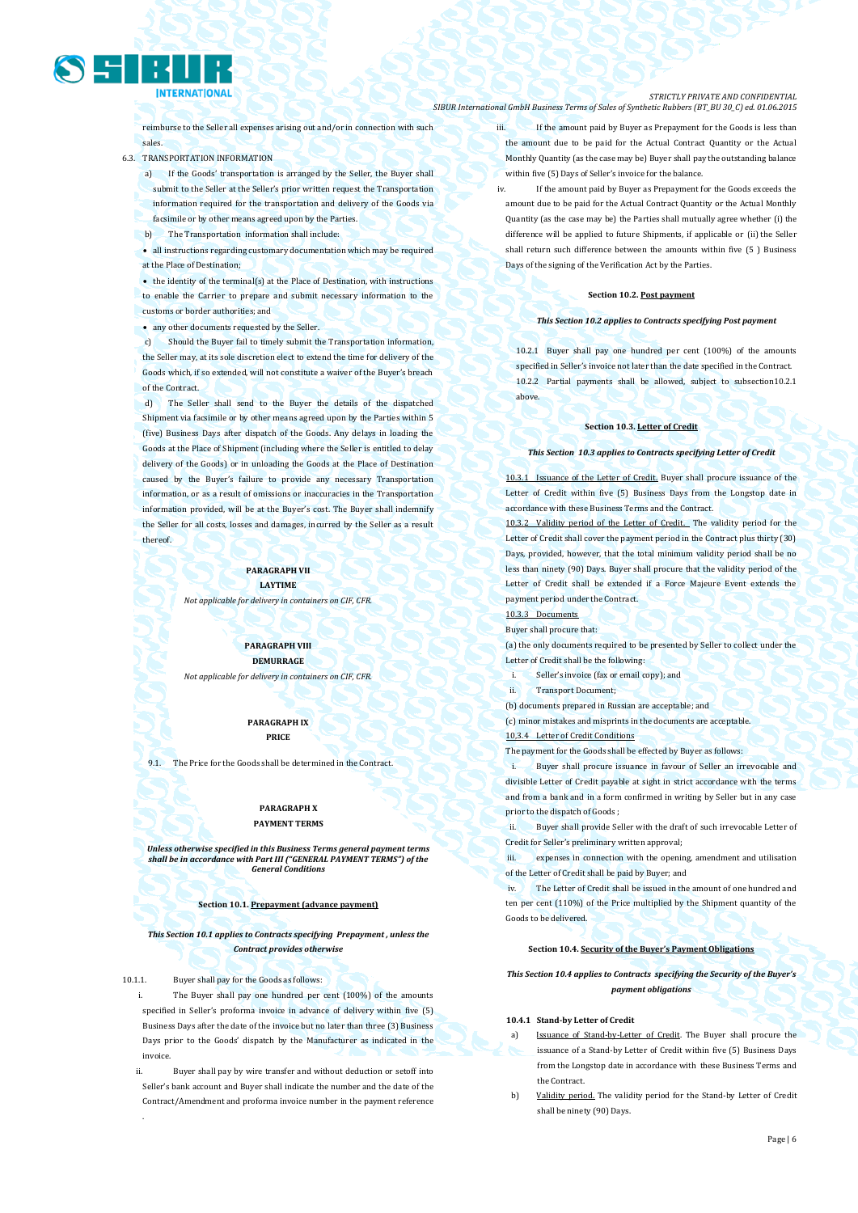reimburse to the Seller all expenses arising out and/or in connection with such sales.

6.3. TRANSPORTATION INFORMATION

a) If the Goods' transportation is arranged by the Seller, the Buyer shall submit to the Seller at the Seller's prior written request the Transportation information required for the transportation and delivery of the Goods via facsimile or by other means agreed upon by the Parties.

b) The Transportation information shall include:

- all instructions regarding customary documentation which may be required at the Place of Destination;
- the identity of the terminal(s) at the Place of Destination, with instructions to enable the Carrier to prepare and submit necessary information to the customs or border authorities; and
- any other documents requested by the Seller.

c) Should the Buyer fail to timely submit the Transportation information, the Seller may, at its sole discretion elect to extend the time for delivery of the Goods which, if so extended, will not constitute a waiver of the Buyer's breach of the Contract.

d) The Seller shall send to the Buyer the details of the dispatched Shipment via facsimile or by other means agreed upon by the Parties within 5 (five) Business Days after dispatch of the Goods. Any delays in loading the Goods at the Place of Shipment (including where the Seller is entitled to delay delivery of the Goods) or in unloading the Goods at the Place of Destination caused by the Buyer's failure to provide any necessary Transportation information, or as a result of omissions or inaccuracies in the Transportation information provided, will be at the Buyer's cost. The Buyer shall indemnify the Seller for all costs, losses and damages, incurred by the Seller as a result thereof.

## PARAGRAPH VII
## LAYTIME

*Not applicable for delivery in containers on CIF, CFR.*

## PARAGRAPH VIII
## DEMURRAGE

*Not applicable for delivery in containers on CIF, CFR.*

## PARAGRAPH IX
## PRICE

9.1. The Price for the Goods shall be determined in the Contract.

## PARAGRAPH X
## PAYMENT TERMS

***Unless otherwise specified in this Business Terms general payment terms shall be in accordance with Part III ("GENERAL PAYMENT TERMS") of the General Conditions***

### Section 10.1. Prepayment (advance payment)

***This Section 10.1 applies to Contracts specifying Prepayment, unless the Contract provides otherwise***

10.1.1. Buyer shall pay for the Goods as follows:

i. The Buyer shall pay one hundred per cent (100%) of the amounts specified in Seller's proforma invoice in advance of delivery within five (5) Business Days after the date of the invoice but no later than three (3) Business Days prior to the Goods' dispatch by the Manufacturer as indicated in the invoice.

ii. Buyer shall pay by wire transfer and without deduction or setoff into Seller's bank account and Buyer shall indicate the number and the date of the Contract/Amendment and proforma invoice number in the payment reference.

iii. If the amount paid by Buyer as Prepayment for the Goods is less than the amount due to be paid for the Actual Contract Quantity or the Actual Monthly Quantity (as the case may be) Buyer shall pay the outstanding balance within five (5) Days of Seller's invoice for the balance.

iv. If the amount paid by Buyer as Prepayment for the Goods exceeds the amount due to be paid for the Actual Contract Quantity or the Actual Monthly Quantity (as the case may be) the Parties shall mutually agree whether (i) the difference will be applied to future Shipments, if applicable or (ii) the Seller shall return such difference between the amounts within five (5 ) Business Days of the signing of the Verification Act by the Parties.

### Section 10.2. Post payment

***This Section 10.2 applies to Contracts specifying Post payment***

10.2.1 Buyer shall pay one hundred per cent (100%) of the amounts specified in Seller's invoice not later than the date specified in the Contract.

10.2.2 Partial payments shall be allowed, subject to subsection10.2.1 above.

### Section 10.3. Letter of Credit

***This Section 10.3 applies to Contracts specifying Letter of Credit***

10.3.1 Issuance of the Letter of Credit. Buyer shall procure issuance of the Letter of Credit within five (5) Business Days from the Longstop date in accordance with these Business Terms and the Contract.

10.3.2 Validity period of the Letter of Credit. The validity period for the Letter of Credit shall cover the payment period in the Contract plus thirty (30) Days, provided, however, that the total minimum validity period shall be no less than ninety (90) Days. Buyer shall procure that the validity period of the Letter of Credit shall be extended if a Force Majeure Event extends the payment period under the Contract.

10.3.3 Documents

Buyer shall procure that:

(a) the only documents required to be presented by Seller to collect under the Letter of Credit shall be the following:

i. Seller's invoice (fax or email copy); and

ii. Transport Document;

(b) documents prepared in Russian are acceptable; and

(c) minor mistakes and misprints in the documents are acceptable.

10.3.4 Letter of Credit Conditions

The payment for the Goods shall be effected by Buyer as follows:

i. Buyer shall procure issuance in favour of Seller an irrevocable and divisible Letter of Credit payable at sight in strict accordance with the terms and from a bank and in a form confirmed in writing by Seller but in any case prior to the dispatch of Goods ;

ii. Buyer shall provide Seller with the draft of such irrevocable Letter of Credit for Seller's preliminary written approval;

iii. expenses in connection with the opening, amendment and utilisation of the Letter of Credit shall be paid by Buyer; and

iv. The Letter of Credit shall be issued in the amount of one hundred and ten per cent (110%) of the Price multiplied by the Shipment quantity of the Goods to be delivered.

### Section 10.4. Security of the Buyer's Payment Obligations

***This Section 10.4 applies to Contracts specifying the Security of the Buyer's payment obligations***

**10.4.1 Stand-by Letter of Credit**

a) Issuance of Stand-by-Letter of Credit. The Buyer shall procure the issuance of a Stand-by Letter of Credit within five (5) Business Days from the Longstop date in accordance with these Business Terms and the Contract.

b) Validity period. The validity period for the Stand-by Letter of Credit shall be ninety (90) Days.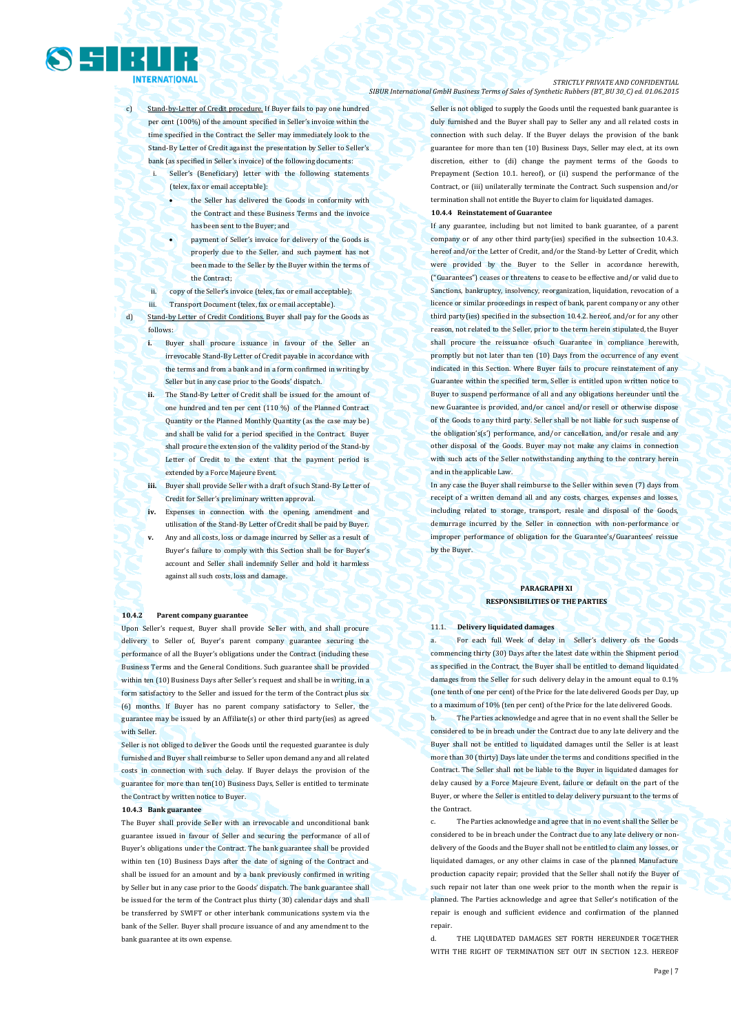c) Stand-by-Letter of Credit procedure. If Buyer fails to pay one hundred per cent (100%) of the amount specified in Seller's invoice within the time specified in the Contract the Seller may immediately look to the Stand-By Letter of Credit against the presentation by Seller to Seller's bank (as specified in Seller's invoice) of the following documents:

   i. Seller's (Beneficiary) letter with the following statements (telex, fax or email acceptable):
      - the Seller has delivered the Goods in conformity with the Contract and these Business Terms and the invoice has been sent to the Buyer; and
      - payment of Seller's invoice for delivery of the Goods is properly due to the Seller, and such payment has not been made to the Seller by the Buyer within the terms of the Contract;

   ii. copy of the Seller's invoice (telex, fax or email acceptable);

   iii. Transport Document (telex, fax or email acceptable).

d) Stand-by Letter of Credit Conditions. Buyer shall pay for the Goods as follows:

   **i.** Buyer shall procure issuance in favour of the Seller an irrevocable Stand-By Letter of Credit payable in accordance with the terms and from a bank and in a form confirmed in writing by Seller but in any case prior to the Goods' dispatch.

   **ii.** The Stand-By Letter of Credit shall be issued for the amount of one hundred and ten per cent (110 %) of the Planned Contract Quantity or the Planned Monthly Quantity (as the case may be) and shall be valid for a period specified in the Contract. Buyer shall procure the extension of the validity period of the Stand-by Letter of Credit to the extent that the payment period is extended by a Force Majeure Event.

   **iii.** Buyer shall provide Seller with a draft of such Stand-By Letter of Credit for Seller's preliminary written approval.

   **iv.** Expenses in connection with the opening, amendment and utilisation of the Stand-By Letter of Credit shall be paid by Buyer.

   **v.** Any and all costs, loss or damage incurred by Seller as a result of Buyer's failure to comply with this Section shall be for Buyer's account and Seller shall indemnify Seller and hold it harmless against all such costs, loss and damage.

**10.4.2 Parent company guarantee**

Upon Seller's request, Buyer shall provide Seller with, and shall procure delivery to Seller of, Buyer's parent company guarantee securing the performance of all the Buyer's obligations under the Contract (including these Business Terms and the General Conditions. Such guarantee shall be provided within ten (10) Business Days after Seller's request and shall be in writing, in a form satisfactory to the Seller and issued for the term of the Contract plus six (6) months. If Buyer has no parent company satisfactory to Seller, the guarantee may be issued by an Affiliate(s) or other third party(ies) as agreed with Seller.

Seller is not obliged to deliver the Goods until the requested guarantee is duly furnished and Buyer shall reimburse to Seller upon demand any and all related costs in connection with such delay. If Buyer delays the provision of the guarantee for more than ten(10) Business Days, Seller is entitled to terminate the Contract by written notice to Buyer.

**10.4.3 Bank guarantee**

The Buyer shall provide Seller with an irrevocable and unconditional bank guarantee issued in favour of Seller and securing the performance of all of Buyer's obligations under the Contract. The bank guarantee shall be provided within ten (10) Business Days after the date of signing of the Contract and shall be issued for an amount and by a bank previously confirmed in writing by Seller but in any case prior to the Goods' dispatch. The bank guarantee shall be issued for the term of the Contract plus thirty (30) calendar days and shall be transferred by SWIFT or other interbank communications system via the bank of the Seller. Buyer shall procure issuance of and any amendment to the bank guarantee at its own expense.

Seller is not obliged to supply the Goods until the requested bank guarantee is duly furnished and the Buyer shall pay to Seller any and all related costs in connection with such delay. If the Buyer delays the provision of the bank guarantee for more than ten (10) Business Days, Seller may elect, at its own discretion, either to (di) change the payment terms of the Goods to Prepayment (Section 10.1. hereof), or (ii) suspend the performance of the Contract, or (iii) unilaterally terminate the Contract. Such suspension and/or termination shall not entitle the Buyer to claim for liquidated damages.

**10.4.4 Reinstatement of Guarantee**

If any guarantee, including but not limited to bank guarantee, of a parent company or of any other third party(ies) specified in the subsection 10.4.3. hereof and/or the Letter of Credit, and/or the Stand-by Letter of Credit, which were provided by the Buyer to the Seller in accordance herewith, ("Guarantees") ceases or threatens to cease to be effective and/or valid due to Sanctions, bankruptcy, insolvency, reorganization, liquidation, revocation of a licence or similar proceedings in respect of bank, parent company or any other third party(ies) specified in the subsection 10.4.2. hereof, and/or for any other reason, not related to the Seller, prior to the term herein stipulated, the Buyer shall procure the reissuance ofsuch Guarantee in compliance herewith, promptly but not later than ten (10) Days from the occurrence of any event indicated in this Section. Where Buyer fails to procure reinstatement of any Guarantee within the specified term, Seller is entitled upon written notice to Buyer to suspend performance of all and any obligations hereunder until the new Guarantee is provided, and/or cancel and/or resell or otherwise dispose of the Goods to any third party. Seller shall be not liable for such suspense of the obligation's(s') performance, and/or cancellation, and/or resale and any other disposal of the Goods. Buyer may not make any claims in connection with such acts of the Seller notwithstanding anything to the contrary herein and in the applicable Law.

In any case the Buyer shall reimburse to the Seller within seven (7) days from receipt of a written demand all and any costs, charges, expenses and losses, including related to storage, transport, resale and disposal of the Goods, demurrage incurred by the Seller in connection with non-performance or improper performance of obligation for the Guarantee's/Guarantees' reissue by the Buyer.

## PARAGRAPH XI
## RESPONSIBILITIES OF THE PARTIES

**11.1. Delivery liquidated damages**

a. For each full Week of delay in Seller's delivery ofs the Goods commencing thirty (30) Days after the latest date within the Shipment period as specified in the Contract, the Buyer shall be entitled to demand liquidated damages from the Seller for such delivery delay in the amount equal to 0.1% (one tenth of one per cent) of the Price for the late delivered Goods per Day, up to a maximum of 10% (ten per cent) of the Price for the late delivered Goods.

b. The Parties acknowledge and agree that in no event shall the Seller be considered to be in breach under the Contract due to any late delivery and the Buyer shall not be entitled to liquidated damages until the Seller is at least more than 30 (thirty) Days late under the terms and conditions specified in the Contract. The Seller shall not be liable to the Buyer in liquidated damages for delay caused by a Force Majeure Event, failure or default on the part of the Buyer, or where the Seller is entitled to delay delivery pursuant to the terms of the Contract.

c. The Parties acknowledge and agree that in no event shall the Seller be considered to be in breach under the Contract due to any late delivery or non-delivery of the Goods and the Buyer shall not be entitled to claim any losses, or liquidated damages, or any other claims in case of the planned Manufacture production capacity repair; provided that the Seller shall notify the Buyer of such repair not later than one week prior to the month when the repair is planned. The Parties acknowledge and agree that Seller's notification of the repair is enough and sufficient evidence and confirmation of the planned repair.

d. THE LIQUIDATED DAMAGES SET FORTH HEREUNDER TOGETHER WITH THE RIGHT OF TERMINATION SET OUT IN SECTION 12.3. HEREOF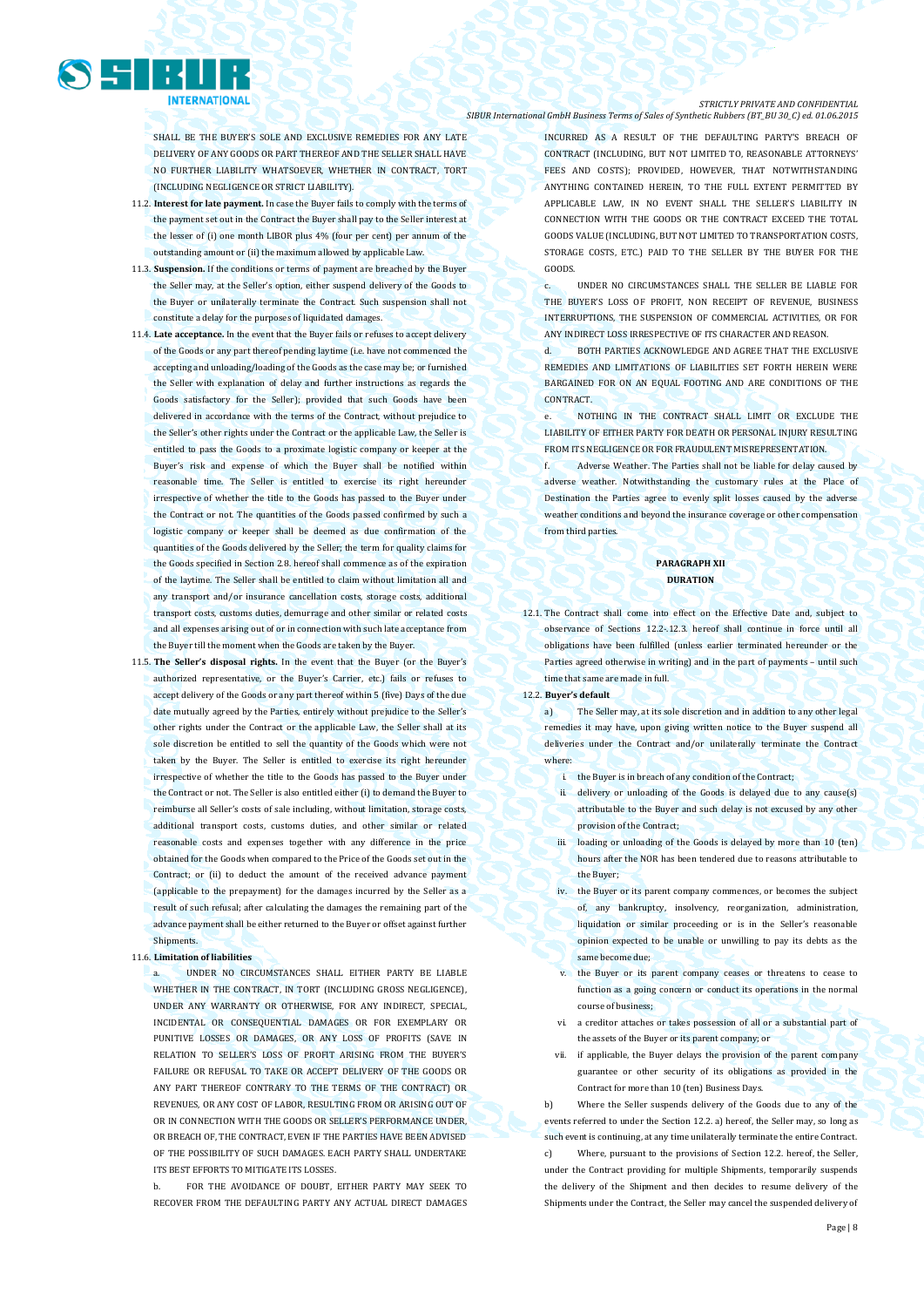SHALL BE THE BUYER'S SOLE AND EXCLUSIVE REMEDIES FOR ANY LATE DELIVERY OF ANY GOODS OR PART THEREOF AND THE SELLER SHALL HAVE NO FURTHER LIABILITY WHATSOEVER, WHETHER IN CONTRACT, TORT (INCLUDING NEGLIGENCE OR STRICT LIABILITY).

11.2. **Interest for late payment.** In case the Buyer fails to comply with the terms of the payment set out in the Contract the Buyer shall pay to the Seller interest at the lesser of (i) one month LIBOR plus 4% (four per cent) per annum of the outstanding amount or (ii) the maximum allowed by applicable Law.

11.3. **Suspension.** If the conditions or terms of payment are breached by the Buyer the Seller may, at the Seller's option, either suspend delivery of the Goods to the Buyer or unilaterally terminate the Contract. Such suspension shall not constitute a delay for the purposes of liquidated damages.

11.4. **Late acceptance.** In the event that the Buyer fails or refuses to accept delivery of the Goods or any part thereof pending laytime (i.e. have not commenced the accepting and unloading/loading of the Goods as the case may be; or furnished the Seller with explanation of delay and further instructions as regards the Goods satisfactory for the Seller); provided that such Goods have been delivered in accordance with the terms of the Contract, without prejudice to the Seller's other rights under the Contract or the applicable Law, the Seller is entitled to pass the Goods to a proximate logistic company or keeper at the Buyer's risk and expense of which the Buyer shall be notified within reasonable time. The Seller is entitled to exercise its right hereunder irrespective of whether the title to the Goods has passed to the Buyer under the Contract or not. The quantities of the Goods passed confirmed by such a logistic company or keeper shall be deemed as due confirmation of the quantities of the Goods delivered by the Seller; the term for quality claims for the Goods specified in Section 2.8. hereof shall commence as of the expiration of the laytime. The Seller shall be entitled to claim without limitation all and any transport and/or insurance cancellation costs, storage costs, additional transport costs, customs duties, demurrage and other similar or related costs and all expenses arising out of or in connection with such late acceptance from the Buyer till the moment when the Goods are taken by the Buyer.

11.5. **The Seller's disposal rights.** In the event that the Buyer (or the Buyer's authorized representative, or the Buyer's Carrier, etc.) fails or refuses to accept delivery of the Goods or any part thereof within 5 (five) Days of the due date mutually agreed by the Parties, entirely without prejudice to the Seller's other rights under the Contract or the applicable Law, the Seller shall at its sole discretion be entitled to sell the quantity of the Goods which were not taken by the Buyer. The Seller is entitled to exercise its right hereunder irrespective of whether the title to the Goods has passed to the Buyer under the Contract or not. The Seller is also entitled either (i) to demand the Buyer to reimburse all Seller's costs of sale including, without limitation, storage costs, additional transport costs, customs duties, and other similar or related reasonable costs and expenses together with any difference in the price obtained for the Goods when compared to the Price of the Goods set out in the Contract; or (ii) to deduct the amount of the received advance payment (applicable to the prepayment) for the damages incurred by the Seller as a result of such refusal; after calculating the damages the remaining part of the advance payment shall be either returned to the Buyer or offset against further Shipments.

11.6. **Limitation of liabilities**

a. UNDER NO CIRCUMSTANCES SHALL EITHER PARTY BE LIABLE WHETHER IN THE CONTRACT, IN TORT (INCLUDING GROSS NEGLIGENCE), UNDER ANY WARRANTY OR OTHERWISE, FOR ANY INDIRECT, SPECIAL, INCIDENTAL OR CONSEQUENTIAL DAMAGES OR FOR EXEMPLARY OR PUNITIVE LOSSES OR DAMAGES, OR ANY LOSS OF PROFITS (SAVE IN RELATION TO SELLER'S LOSS OF PROFIT ARISING FROM THE BUYER'S FAILURE OR REFUSAL TO TAKE OR ACCEPT DELIVERY OF THE GOODS OR ANY PART THEREOF CONTRARY TO THE TERMS OF THE CONTRACT) OR REVENUES, OR ANY COST OF LABOR, RESULTING FROM OR ARISING OUT OF OR IN CONNECTION WITH THE GOODS OR SELLER'S PERFORMANCE UNDER, OR BREACH OF, THE CONTRACT, EVEN IF THE PARTIES HAVE BEEN ADVISED OF THE POSSIBILITY OF SUCH DAMAGES. EACH PARTY SHALL UNDERTAKE ITS BEST EFFORTS TO MITIGATE ITS LOSSES.

b. FOR THE AVOIDANCE OF DOUBT, EITHER PARTY MAY SEEK TO RECOVER FROM THE DEFAULTING PARTY ANY ACTUAL DIRECT DAMAGES INCURRED AS A RESULT OF THE DEFAULTING PARTY'S BREACH OF CONTRACT (INCLUDING, BUT NOT LIMITED TO, REASONABLE ATTORNEYS' FEES AND COSTS); PROVIDED, HOWEVER, THAT NOTWITHSTANDING ANYTHING CONTAINED HEREIN, TO THE FULL EXTENT PERMITTED BY APPLICABLE LAW, IN NO EVENT SHALL THE SELLER'S LIABILITY IN CONNECTION WITH THE GOODS OR THE CONTRACT EXCEED THE TOTAL GOODS VALUE (INCLUDING, BUT NOT LIMITED TO TRANSPORTATION COSTS, STORAGE COSTS, ETC.) PAID TO THE SELLER BY THE BUYER FOR THE GOODS.

c. UNDER NO CIRCUMSTANCES SHALL THE SELLER BE LIABLE FOR THE BUYER'S LOSS OF PROFIT, NON RECEIPT OF REVENUE, BUSINESS INTERRUPTIONS, THE SUSPENSION OF COMMERCIAL ACTIVITIES, OR FOR ANY INDIRECT LOSS IRRESPECTIVE OF ITS CHARACTER AND REASON.

d. BOTH PARTIES ACKNOWLEDGE AND AGREE THAT THE EXCLUSIVE REMEDIES AND LIMITATIONS OF LIABILITIES SET FORTH HEREIN WERE BARGAINED FOR ON AN EQUAL FOOTING AND ARE CONDITIONS OF THE CONTRACT.

e. NOTHING IN THE CONTRACT SHALL LIMIT OR EXCLUDE THE LIABILITY OF EITHER PARTY FOR DEATH OR PERSONAL INJURY RESULTING FROM ITS NEGLIGENCE OR FOR FRAUDULENT MISREPRESENTATION.

f. Adverse Weather. The Parties shall not be liable for delay caused by adverse weather. Notwithstanding the customary rules at the Place of Destination the Parties agree to evenly split losses caused by the adverse weather conditions and beyond the insurance coverage or other compensation from third parties.

## PARAGRAPH XII
## DURATION

12.1. The Contract shall come into effect on the Effective Date and, subject to observance of Sections 12.2-12.3. hereof shall continue in force until all obligations have been fulfilled (unless earlier terminated hereunder or the Parties agreed otherwise in writing) and in the part of payments – until such time that same are made in full.

12.2. **Buyer's default**

a) The Seller may, at its sole discretion and in addition to any other legal remedies it may have, upon giving written notice to the Buyer suspend all deliveries under the Contract and/or unilaterally terminate the Contract where:

i. the Buyer is in breach of any condition of the Contract;

ii. delivery or unloading of the Goods is delayed due to any cause(s) attributable to the Buyer and such delay is not excused by any other provision of the Contract;

iii. loading or unloading of the Goods is delayed by more than 10 (ten) hours after the NOR has been tendered due to reasons attributable to the Buyer;

iv. the Buyer or its parent company commences, or becomes the subject of, any bankruptcy, insolvency, reorganization, administration, liquidation or similar proceeding or is in the Seller's reasonable opinion expected to be unable or unwilling to pay its debts as the same become due;

v. the Buyer or its parent company ceases or threatens to cease to function as a going concern or conduct its operations in the normal course of business;

vi. a creditor attaches or takes possession of all or a substantial part of the assets of the Buyer or its parent company; or

vii. if applicable, the Buyer delays the provision of the parent company guarantee or other security of its obligations as provided in the Contract for more than 10 (ten) Business Days.

b) Where the Seller suspends delivery of the Goods due to any of the events referred to under the Section 12.2. a) hereof, the Seller may, so long as such event is continuing, at any time unilaterally terminate the entire Contract.

c) Where, pursuant to the provisions of Section 12.2. hereof, the Seller, under the Contract providing for multiple Shipments, temporarily suspends the delivery of the Shipment and then decides to resume delivery of the Shipments under the Contract, the Seller may cancel the suspended delivery of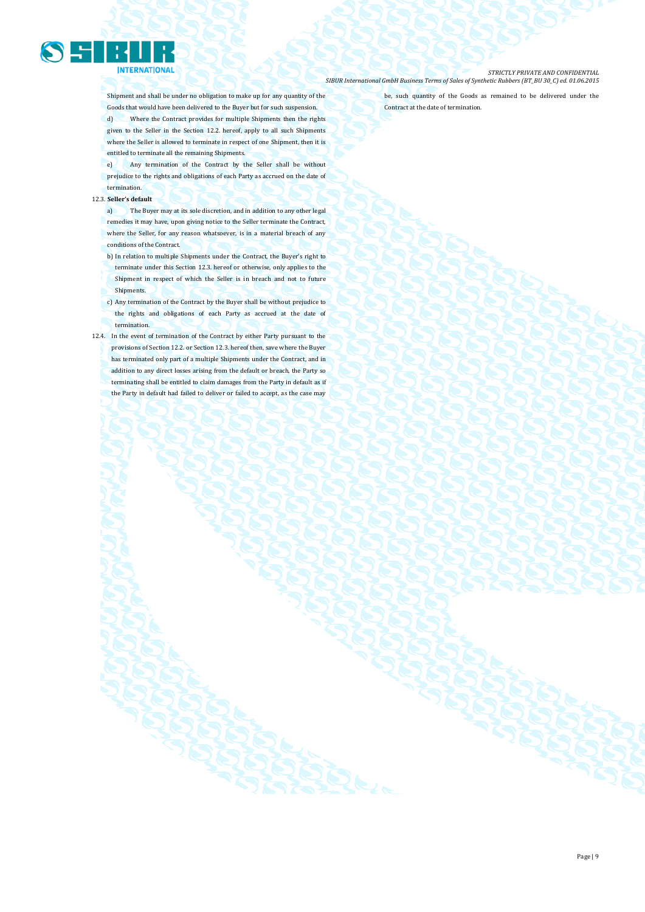Shipment and shall be under no obligation to make up for any quantity of the Goods that would have been delivered to the Buyer but for such suspension.

d) Where the Contract provides for multiple Shipments then the rights given to the Seller in the Section 12.2. hereof, apply to all such Shipments where the Seller is allowed to terminate in respect of one Shipment, then it is entitled to terminate all the remaining Shipments.

e) Any termination of the Contract by the Seller shall be without prejudice to the rights and obligations of each Party as accrued on the date of termination.

12.3. **Seller's default**

a) The Buyer may at its sole discretion, and in addition to any other legal remedies it may have, upon giving notice to the Seller terminate the Contract, where the Seller, for any reason whatsoever, is in a material breach of any conditions of the Contract.

b) In relation to multiple Shipments under the Contract, the Buyer's right to terminate under this Section 12.3. hereof or otherwise, only applies to the Shipment in respect of which the Seller is in breach and not to future Shipments.

c) Any termination of the Contract by the Buyer shall be without prejudice to the rights and obligations of each Party as accrued at the date of termination.

12.4. In the event of termination of the Contract by either Party pursuant to the provisions of Section 12.2. or Section 12.3. hereof then, save where the Buyer has terminated only part of a multiple Shipments under the Contract, and in addition to any direct losses arising from the default or breach, the Party so terminating shall be entitled to claim damages from the Party in default as if the Party in default had failed to deliver or failed to accept, as the case may be, such quantity of the Goods as remained to be delivered under the Contract at the date of termination.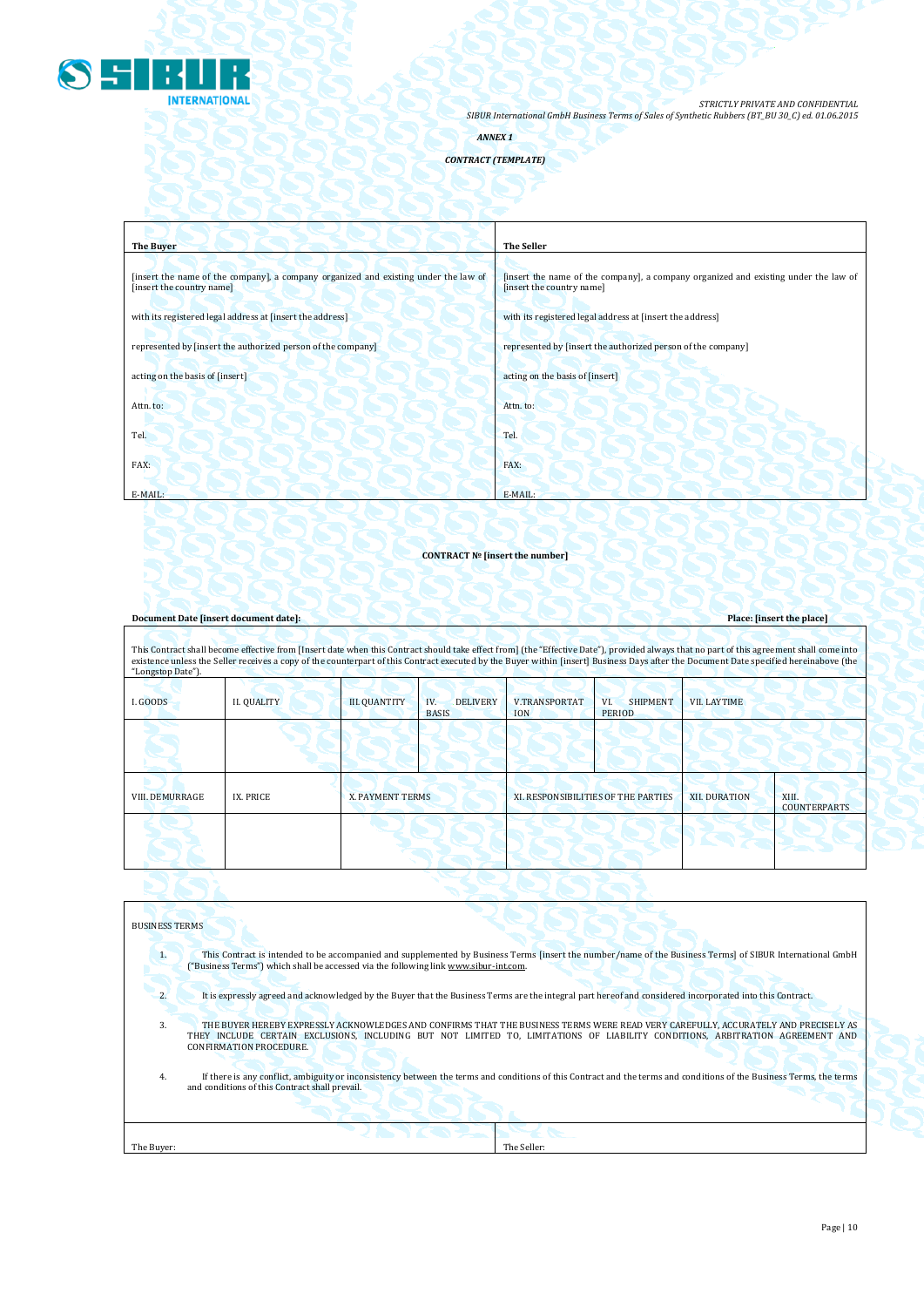*STRICTLY PRIVATE AND CONFIDENTIAL*
*SIBUR International GmbH Business Terms of Sales of Synthetic Rubbers (BT_BU 30_C) ed. 01.06.2015*

***ANNEX 1***

***CONTRACT (TEMPLATE)***

| **The Buyer** | **The Seller** |
|---|---|
| [insert the name of the company], a company organized and existing under the law of [insert the country name] | [insert the name of the company], a company organized and existing under the law of [insert the country name] |
| with its registered legal address at [insert the address] | with its registered legal address at [insert the address] |
| represented by [insert the authorized person of the company] | represented by [insert the authorized person of the company] |
| acting on the basis of [insert] | acting on the basis of [insert] |
| Attn. to: | Attn. to: |
| Tel. | Tel. |
| FAX: | FAX: |
| E-MAIL: | E-MAIL: |

**CONTRACT № [insert the number]**

**Document Date [insert document date]:** **Place: [insert the place]**

This Contract shall become effective from [Insert date when this Contract should take effect from] (the "Effective Date"), provided always that no part of this agreement shall come into existence unless the Seller receives a copy of the counterpart of this Contract executed by the Buyer within [insert] Business Days after the Document Date specified hereinabove (the "Longstop Date").

| I. GOODS | II. QUALITY | III. QUANTITY | IV. DELIVERY BASIS | V.TRANSPORTATION | VI. SHIPMENT PERIOD | VII. LAYTIME |
|---|---|---|---|---|---|---|
| | | | | | | |

| VIII. DEMURRAGE | IX. PRICE | X. PAYMENT TERMS | XI. RESPONSIBILITIES OF THE PARTIES | XII. DURATION | XIII. COUNTERPARTS |
|---|---|---|---|---|---|
| | | | | | |

BUSINESS TERMS

1. This Contract is intended to be accompanied and supplemented by Business Terms [insert the number/name of the Business Terms] of SIBUR International GmbH ("Business Terms") which shall be accessed via the following link www.sibur-int.com.

2. It is expressly agreed and acknowledged by the Buyer that the Business Terms are the integral part hereof and considered incorporated into this Contract.

3. THE BUYER HEREBY EXPRESSLY ACKNOWLEDGES AND CONFIRMS THAT THE BUSINESS TERMS WERE READ VERY CAREFULLY, ACCURATELY AND PRECISELY AS THEY INCLUDE CERTAIN EXCLUSIONS, INCLUDING BUT NOT LIMITED TO, LIMITATIONS OF LIABILITY CONDITIONS, ARBITRATION AGREEMENT AND CONFIRMATION PROCEDURE.

4. If there is any conflict, ambiguity or inconsistency between the terms and conditions of this Contract and the terms and conditions of the Business Terms, the terms and conditions of this Contract shall prevail.

| The Buyer: | The Seller: |
|---|---|